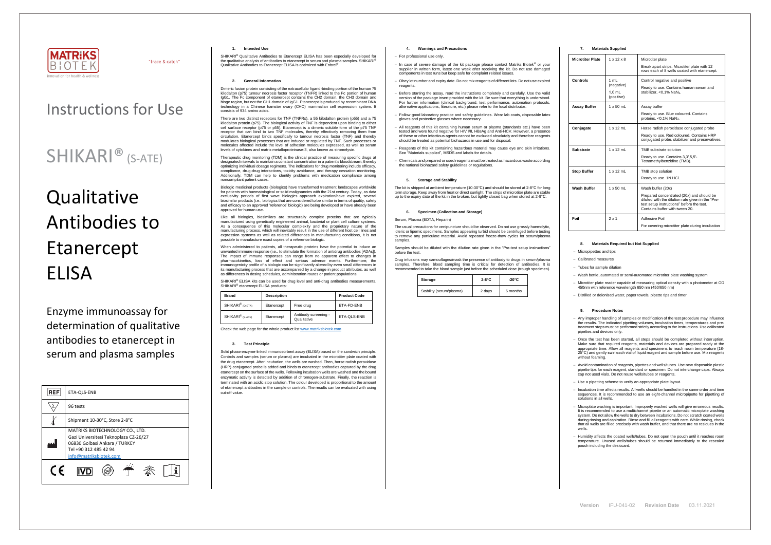MATRIKS BIOTEK

Innovation for health & wellness

"trace & catch"

# Instructions for Use

# SHIKARI® (S-ATE)

# Qualitative Antibodies to Etanercept ELISA

Enzyme immunoassay for determination of qualitative antibodies to etanercept in serum and plasma samples

| REF | ETA-QLS-ENB |
|---|---|
| Σ | 96 tests |
| | Shipment 10-30°C, Store 2-8°C |
| | MATRIKS BIOTECHNOLOGY CO., LTD.<br>Gazi Universitesi Teknoplaza CZ-26/27<br>06830 Golbasi Ankara / TURKEY<br>Tel +90 312 485 42 94<br>info@matriksbiotek.com |

CE IVD

## 1. Intended Use

SHIKARI® Qualitative Antibodies to Etanercept ELISA has been especially developed for the qualitative analysis of antibodies to etanercept in serum and plasma samples. SHIKARI® Qualitative Antibodies to Etanercept ELISA is optimized with Enbrel®.

## 2. General Information

Dimeric fusion protein consisting of the extracellular ligand-binding portion of the human 75 kilodalton (p75) tumour necrosis factor receptor (TNFR) linked to the Fc portion of human IgG1. The Fc component of etanercept contains the CH2 domain, the CH3 domain and hinge region, but not the CH1 domain of IgG1. Etanercept is produced by recombinant DNA technology in a Chinese hamster ovary (CHO) mammalian cell expression system. It consists of 934 amino acids.

There are two distinct receptors for TNF (TNFRs), a 55 kilodalton protein (p55) and a 75 kilodalton protein (p75). The biological activity of TNF is dependent upon binding to either cell surface receptor (p75 or p55). Etanercept is a dimeric soluble form of the p75 TNF receptor that can bind to two TNF molecules, thereby effectively removing them from circulation. Etanercept binds specifically to tumour necrosis factor (TNF) and thereby modulates biological processes that are induced or regulated by TNF. Such processes or molecules affected include the level of adhesion molecules expressed, as well as serum levels of cytokines and matrix metalloproteinase-3, also known as stromelysin.

Therapeutic drug monitoring (TDM) is the clinical practice of measuring specific drugs at designated intervals to maintain a constant concentration in a patient's bloodstream, thereby optimizing individual dosage regimens. The indications for drug monitoring include efficacy, compliance, drug-drug interactions, toxicity avoidance, and therapy cessation monitoring. Additionally, TDM can help to identify problems with medication compliance among noncompliant patient cases.

Biologic medicinal products (biologics) have transformed treatment landscapes worldwide for patients with haematological or solid malignancies with the 21st century. Today, as data exclusivity periods of first wave biologics approach expiration/have expired, several biosimilar products (i.e., biologics that are considered to be similar in terms of quality, safety and efficacy to an approved 'reference' biologic) are being developed or have already been approved for human use.

Like all biologics, biosimilars are structurally complex proteins that are typically manufactured using genetically engineered animal, bacterial or plant cell culture systems. As a consequence of this molecular complexity and the proprietary nature of the manufacturing process, which will inevitably result in the use of different host cell lines and expression systems as well as related differences in manufacturing conditions, it is not possible to manufacture exact copies of a reference biologic.

When administered to patients, all therapeutic proteins have the potential to induce an unwanted immune response (i.e., to stimulate the formation of antidrug antibodies [ADAs]). The impact of immune responses can range from no apparent effect to changes in pharmacokinetics, loss of effect and serious adverse events. Furthermore, the immunogenicity profile of a biologic can be significantly altered by even small differences in its manufacturing process that are accompanied by a change in product attributes, as well as differences in dosing schedules, administration routes or patient populations.

SHIKARI® ELISA kits can be used for drug level and anti-drug antibodies measurements. SHIKARI® etanercept ELISA products:

| Brand | Description | | Product Code |
|---|---|---|---|
| SHIKARI® (Q-ETA) | Etanercept | Free drug | ETA-FD-ENB |
| SHIKARI® (S-ATE) | Etanercept | Antibody screening - Qualitative | ETA-QLS-ENB |

Check the web page for the whole product list www.matriksbiotek.com

## 3. Test Principle

Solid phase enzyme-linked immunosorbent assay (ELISA) based on the sandwich principle. Controls and samples (serum or plasma) are incubated in the microtiter plate coated with the drug etanercept. After incubation, the wells are washed. Then, horse radish peroxidase (HRP) conjugated probe is added and binds to etanercept antibodies captured by the drug etanercept on the surface of the wells. Following incubation wells are washed and the bound enzymatic activity is detected by addition of chromogen-substrate. Finally, the reaction is terminated with an acidic stop solution. The colour developed is proportional to the amount of etanercept antibodies in the sample or controls. The results can be evaluated with using cut-off value.

## 4. Warnings and Precautions

- For professional use only.
- In case of severe damage of the kit package please contact Matriks Biotek® or your supplier in written form, latest one week after receiving the kit. Do not use damaged components in test runs but keep safe for complaint related issues.
- Obey lot number and expiry date. Do not mix reagents of different lots. Do not use expired reagents.
- Before starting the assay, read the instructions completely and carefully. Use the valid version of the package insert provided with the kit. Be sure that everything is understood. For further information (clinical background, test performance, automation protocols, alternative applications, literature, etc.) please refer to the local distributor.
- Follow good laboratory practice and safety guidelines. Wear lab coats, disposable latex gloves and protective glasses where necessary.
- All reagents of this kit containing human serum or plasma (standards etc.) have been tested and were found negative for HIV I/II, HBsAg and Anti-HCV. However, a presence of these or other infectious agents cannot be excluded absolutely and therefore reagents should be treated as potential biohazards in use and for disposal.
- Reagents of this kit containing hazardous material may cause eye and skin irritations. See "Materials supplied", MSDS and labels for details.
- Chemicals and prepared or used reagents must be treated as hazardous waste according the national biohazard safety guidelines or regulations.

## 5. Storage and Stability

The kit is shipped at ambient temperature (10-30°C) and should be stored at 2-8°C for long term storage. Keep away from heat or direct sunlight. The strips of microtiter plate are stable up to the expiry date of the kit in the broken, but tightly closed bag when stored at 2-8°C.

## 6. Specimen (Collection and Storage)

Serum, Plasma (EDTA, Heparin)

The usual precautions for venipuncture should be observed. Do not use grossly haemolytic, icteric or lipemic specimens. Samples appearing turbid should be centrifuged before testing to remove any particulate material. Avoid repeated freeze-thaw cycles for serum/plasma samples.

Samples should be diluted with the dilution rate given in the "Pre-test setup instructions" before the test.

Drug infusions may camouflages/mask the presence of antibody to drugs in serum/plasma samples. Therefore, blood sampling time is critical for detection of antibodies. It is recommended to take the blood sample just before the scheduled dose (trough specimen).

| Storage | 2-8°C | -20°C |
|---|---|---|
| Stability (serum/plasma) | 2 days | 6 months |

## 7. Materials Supplied

| | | |
|---|---|---|
| **Microtiter Plate** | 1 x 12 x 8 | Microtiter plate<br>Break apart strips. Microtiter plate with 12 rows each of 8 wells coated with etanercept. |
| **Controls** | 1 mL (negative)<br>1,0 mL (positive) | Control negative and positive<br>Ready to use. Contains human serum and stabilizer, <0,1% $NaN_3$. |
| **Assay Buffer** | 1 x 50 mL | Assay buffer<br>Ready to use. Blue coloured. Contains proteins, <0,1% $NaN_3$. |
| **Conjugate** | 1 x 12 mL | Horse radish peroxidase conjugated probe<br>Ready to use. Red coloured. Contains HRP conjugated probe, stabilizer and preservatives. |
| **Substrate** | 1 x 12 mL | TMB substrate solution<br>Ready to use. Contains 3,3',5,5'-Tetramethylbenzidine (TMB). |
| **Stop Buffer** | 1 x 12 mL | TMB stop solution<br>Ready to use. 1N HCl. |
| **Wash Buffer** | 1 x 50 mL | Wash buffer (20x)<br>Prepared concentrated (20x) and should be diluted with the dilution rate given in the "Pre-test setup instructions" before the test. Contains buffer with tween 20. |
| **Foil** | 2 x 1 | Adhesive Foil<br>For covering microtiter plate during incubation |

## 8. Materials Required but Not Supplied

- Micropipettes and tips
- Calibrated measures
- Tubes for sample dilution
- Wash bottle, automated or semi-automated microtiter plate washing system
- Microtiter plate reader capable of measuring optical density with a photometer at OD 450nm with reference wavelength 650 nm (450/650 nm)
- Distilled or deionised water, paper towels, pipette tips and timer

## 9. Procedure Notes

- Any improper handling of samples or modification of the test procedure may influence the results. The indicated pipetting volumes, incubation times, temperatures and pre-treatment steps must be performed strictly according to the instructions. Use calibrated pipettes and devices only.
- Once the test has been started, all steps should be completed without interruption. Make sure that required reagents, materials and devices are prepared ready at the appropriate time. Allow all reagents and specimens to reach room temperature (18-25°C) and gently swirl each vial of liquid reagent and sample before use. Mix reagents without foaming.
- Avoid contamination of reagents, pipettes and wells/tubes. Use new disposable plastic pipette tips for each reagent, standard or specimen. Do not interchange caps. Always cap not used vials. Do not reuse wells/tubes or reagents.
- Use a pipetting scheme to verify an appropriate plate layout.
- Incubation time affects results. All wells should be handled in the same order and time sequences. It is recommended to use an eight-channel micropipette for pipetting of solutions in all wells.
- Microplate washing is important. Improperly washed wells will give erroneous results. It is recommended to use a multichannel pipette or an automatic microplate washing system. Do not allow the wells to dry between incubations. Do not scratch coated wells during rinsing and aspiration. Rinse and fill all reagents with care. While rinsing, check that all wells are filled precisely with wash buffer, and that there are no residues in the wells.
- Humidity affects the coated wells/tubes. Do not open the pouch until it reaches room temperature. Unused wells/tubes should be returned immediately to the resealed pouch including the desiccant.

Version IFU-041-02 Revision Date 03.11.2021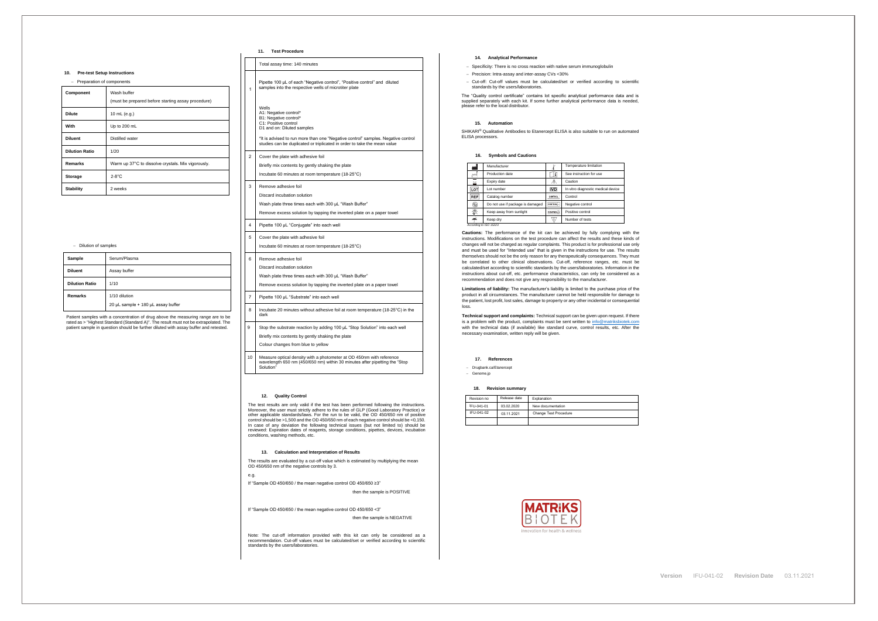## 10. Pre-test Setup Instructions

– Preparation of components

| | |
|---|---|
| **Component** | Wash buffer<br>(must be prepared before starting assay procedure) |
| **Dilute** | 10 mL (e.g.) |
| **With** | Up to 200 mL |
| **Diluent** | Distilled water |
| **Dilution Ratio** | 1/20 |
| **Remarks** | Warm up 37°C to dissolve crystals. Mix vigorously. |
| **Storage** | 2-8°C |
| **Stability** | 2 weeks |

– Dilution of samples

| | |
|---|---|
| **Sample** | Serum/Plasma |
| **Diluent** | Assay buffer |
| **Dilution Ratio** | 1/10 |
| **Remarks** | 1/10 dilution<br>20 µL sample + 180 µL assay buffer |

Patient samples with a concentration of drug above the measuring range are to be rated as > "Highest Standard (Standard A)". The result must not be extrapolated. The patient sample in question should be further diluted with assay buffer and retested.

## 11. Test Procedure

| | |
|---|---|
| | Total assay time: 140 minutes |
| 1 | Pipette 100 µL of each "Negative control", "Positive control" and diluted samples into the respective wells of microtiter plate<br><br>Wells<br>A1: Negative control*<br>B1: Negative control*<br>C1: Positive control<br>D1 and on: Diluted samples<br><br>*It is advised to run more than one "Negative control" samples. Negative control studies can be duplicated or triplicated in order to take the mean value |
| 2 | Cover the plate with adhesive foil<br>Briefly mix contents by gently shaking the plate<br>Incubate 60 minutes at room temperature (18-25°C) |
| 3 | Remove adhesive foil<br>Discard incubation solution<br>Wash plate three times each with 300 µL "Wash Buffer"<br>Remove excess solution by tapping the inverted plate on a paper towel |
| 4 | Pipette 100 µL "Conjugate" into each well |
| 5 | Cover the plate with adhesive foil<br>Incubate 60 minutes at room temperature (18-25°C) |
| 6 | Remove adhesive foil<br>Discard incubation solution<br>Wash plate three times each with 300 µL "Wash Buffer"<br>Remove excess solution by tapping the inverted plate on a paper towel |
| 7 | Pipette 100 µL "Substrate" into each well |
| 8 | Incubate 20 minutes without adhesive foil at room temperature (18-25°C) in the dark |
| 9 | Stop the substrate reaction by adding 100 µL "Stop Solution" into each well<br>Briefly mix contents by gently shaking the plate<br>Colour changes from blue to yellow |
| 10 | Measure optical density with a photometer at OD 450nm with reference wavelength 650 nm (450/650 nm) within 30 minutes after pipetting the "Stop Solution" |

## 12. Quality Control

The test results are only valid if the test has been performed following the instructions. Moreover, the user must strictly adhere to the rules of GLP (Good Laboratory Practice) or other applicable standards/laws. For the run to be valid, the OD 450/650 nm of positive control should be >1,500 and the OD 450/650 nm of each negative control should be <0,150. In case of any deviation the following technical issues (but not limited to) should be reviewed: Expiration dates of reagents, storage conditions, pipettes, devices, incubation conditions, washing methods, etc.

## 13. Calculation and Interpretation of Results

The results are evaluated by a cut-off value which is estimated by multiplying the mean OD 450/650 nm of the negative controls by 3.

e.g.

If "Sample OD 450/650 / the mean negative control OD 450/650 ≥3"

then the sample is POSITIVE

If "Sample OD 450/650 / the mean negative control OD 450/650 <3"

then the sample is NEGATIVE

Note: The cut-off information provided with this kit can only be considered as a recommendation. Cut-off values must be calculated/set or verified according to scientific standards by the users/laboratories.

## 14. Analytical Performance

– Specificity: There is no cross reaction with native serum immunoglobulin

– Precision: Intra-assay and inter-assay CVs <30%

– Cut-off: Cut-off values must be calculated/set or verified according to scientific standards by the users/laboratories.

The "Quality control certificate" contains lot specific analytical performance data and is supplied separately with each kit. If some further analytical performance data is needed, please refer to the local distributor.

## 15. Automation

SHIKARI® Qualitative Antibodies to Etanercept ELISA is also suitable to run on automated ELISA processors.

## 16. Symbols and Cautions

| | | | |
|---|---|---|---|
| | Manufacturer | | Temperature limitation |
| | Production date | | See instruction for use |
| | Expiry date | | Caution |
| LOT | Lot number | IVD | In vitro diagnostic medical device |
| REF | Catalog number | CONTROL | Control |
| | Do not use if package is damaged | CONTROL − | Negative control |
| | Keep away from sunlight | CONTROL + | Positive control |
| | Keep dry | | Number of tests |

According to ISO 15223

**Cautions:** The performance of the kit can be achieved by fully complying with the instructions. Modifications on the test procedure can affect the results and these kinds of changes will not be granted as regular complaints. This product is for professional use only and must be used for "Intended use" that is given in the instructions for use. The results themselves should not be the only reason for any therapeutically consequences. They must be correlated to other clinical observations. Cut-off, reference ranges, etc. must be calculated/set according to scientific standards by the users/laboratories. Information in the instructions about cut-off, etc. performance characteristics, can only be considered as a recommendation and does not give any responsibility to the manufacturer.

**Limitations of liability:** The manufacturer's liability is limited to the purchase price of the product in all circumstances. The manufacturer cannot be held responsible for damage to the patient, lost profit, lost sales, damage to property or any other incidental or consequential loss.

**Technical support and complaints:** Technical support can be given upon request. If there is a problem with the product, complaints must be sent written to info@matriksbiotek.com with the technical data (if available) like standard curve, control results, etc. After the necessary examination, written reply will be given.

## 17. References

– Drugbank.ca/Etanercept

– Genome.jp

## 18. Revision summary

| Revision no | Release date | Explanation |
|---|---|---|
| IFU-041-01 | 03.02.2020 | New documentation |
| IFU-041-02 | 03.11.2021 | Change Test Procedure |
| | | |

MATRIKS BIOTEK

Innovation for health & wellness

**Version** IFU-041-02 **Revision Date** 03.11.2021